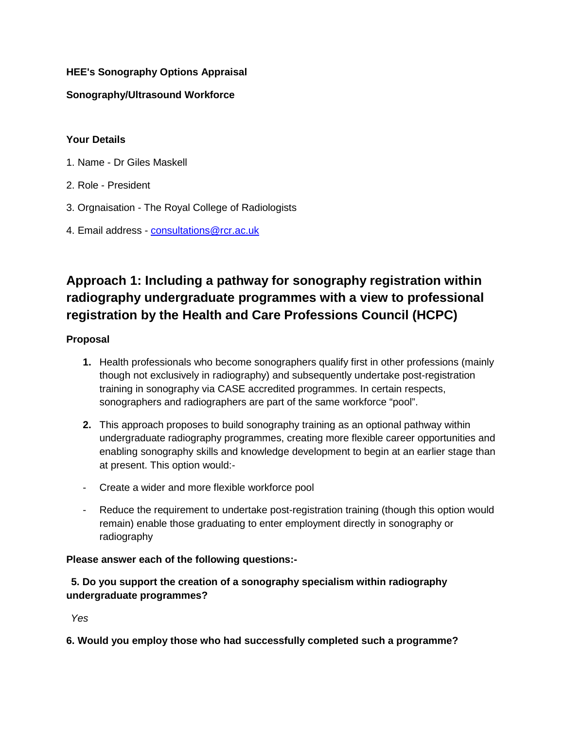**HEE's Sonography Options Appraisal**

**Sonography/Ultrasound Workforce**

**Your Details**

1. Name - Dr Giles Maskell
2. Role - President
3. Orgnaisation - The Royal College of Radiologists
4. Email address - consultations@rcr.ac.uk

## Approach 1: Including a pathway for sonography registration within radiography undergraduate programmes with a view to professional registration by the Health and Care Professions Council (HCPC)

**Proposal**

1. Health professionals who become sonographers qualify first in other professions (mainly though not exclusively in radiography) and subsequently undertake post-registration training in sonography via CASE accredited programmes. In certain respects, sonographers and radiographers are part of the same workforce "pool".

2. This approach proposes to build sonography training as an optional pathway within undergraduate radiography programmes, creating more flexible career opportunities and enabling sonography skills and knowledge development to begin at an earlier stage than at present. This option would:-

- Create a wider and more flexible workforce pool
- Reduce the requirement to undertake post-registration training (though this option would remain) enable those graduating to enter employment directly in sonography or radiography

**Please answer each of the following questions:-**

**5. Do you support the creation of a sonography specialism within radiography undergraduate programmes?**

*Yes*

**6. Would you employ those who had successfully completed such a programme?**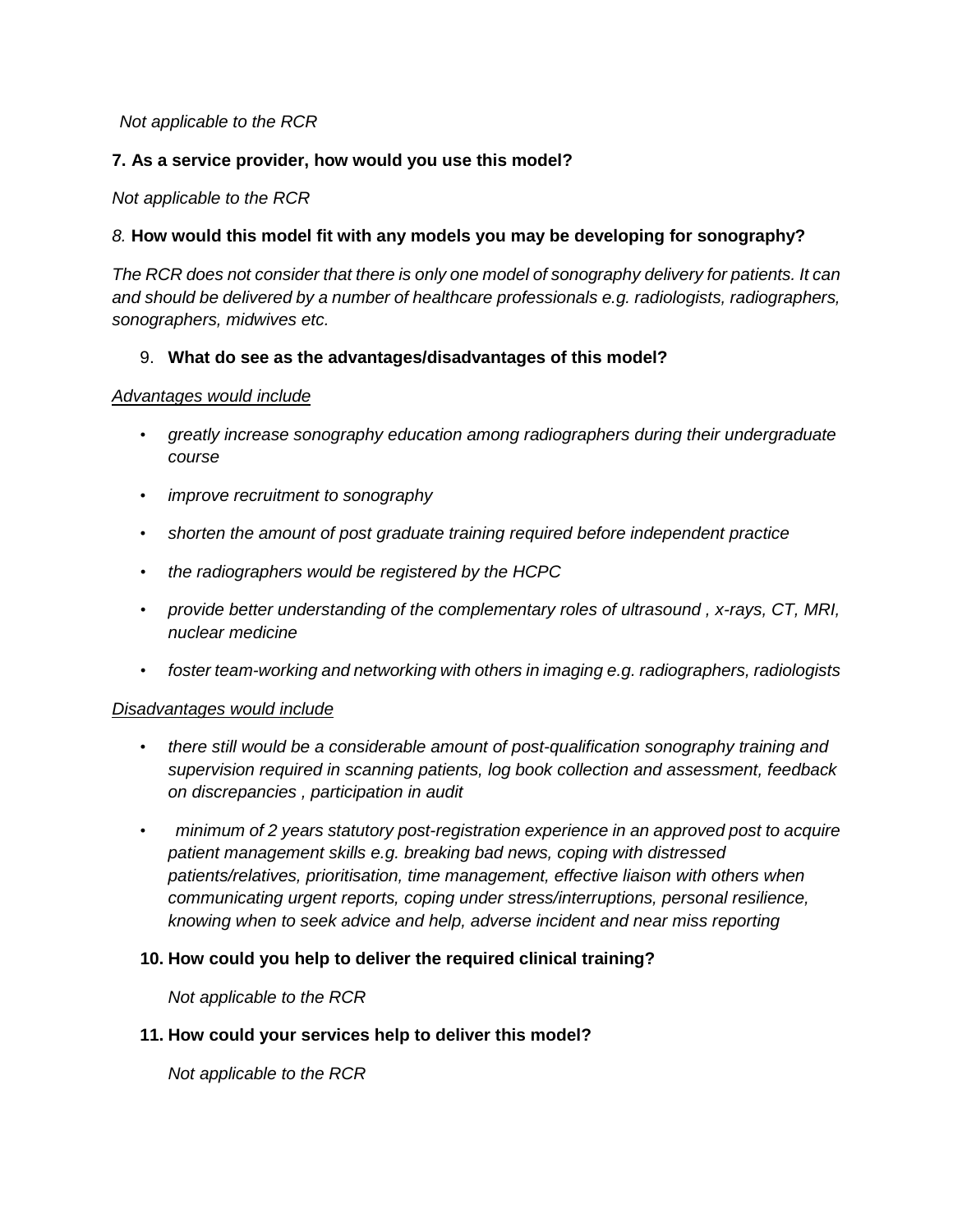*Not applicable to the RCR*

**7. As a service provider, how would you use this model?**

*Not applicable to the RCR*

*8.* **How would this model fit with any models you may be developing for sonography?**

*The RCR does not consider that there is only one model of sonography delivery for patients. It can and should be delivered by a number of healthcare professionals e.g. radiologists, radiographers, sonographers, midwives etc.*

9. **What do see as the advantages/disadvantages of this model?**

<u>*Advantages would include*</u>

- *greatly increase sonography education among radiographers during their undergraduate course*
- *improve recruitment to sonography*
- *shorten the amount of post graduate training required before independent practice*
- *the radiographers would be registered by the HCPC*
- *provide better understanding of the complementary roles of ultrasound , x-rays, CT, MRI, nuclear medicine*
- *foster team-working and networking with others in imaging e.g. radiographers, radiologists*

<u>*Disadvantages would include*</u>

- *there still would be a considerable amount of post-qualification sonography training and supervision required in scanning patients, log book collection and assessment, feedback on discrepancies , participation in audit*
- *minimum of 2 years statutory post-registration experience in an approved post to acquire patient management skills e.g. breaking bad news, coping with distressed patients/relatives, prioritisation, time management, effective liaison with others when communicating urgent reports, coping under stress/interruptions, personal resilience, knowing when to seek advice and help, adverse incident and near miss reporting*

**10. How could you help to deliver the required clinical training?**

*Not applicable to the RCR*

**11. How could your services help to deliver this model?**

*Not applicable to the RCR*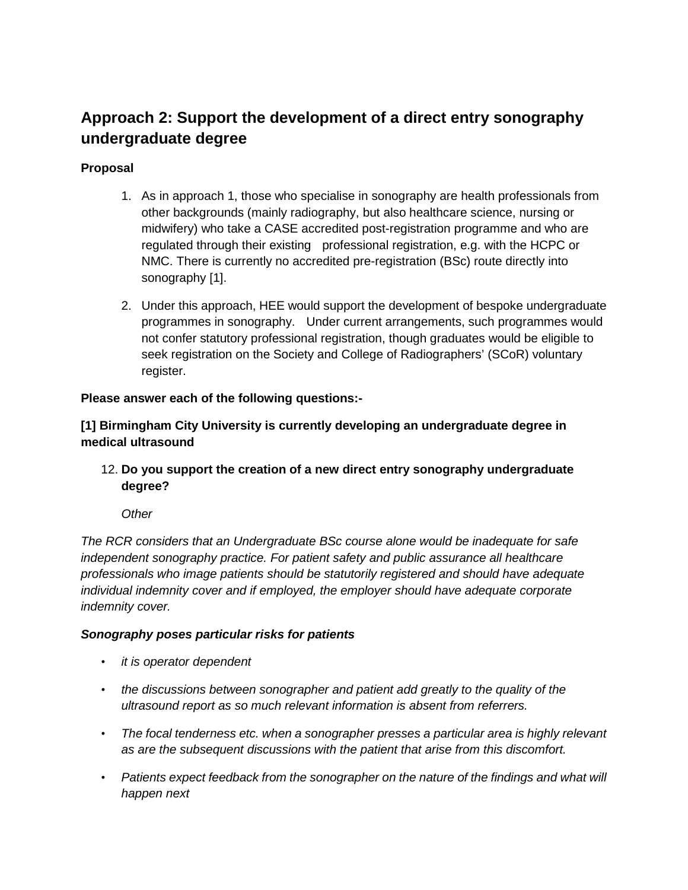## Approach 2: Support the development of a direct entry sonography undergraduate degree

**Proposal**

1. As in approach 1, those who specialise in sonography are health professionals from other backgrounds (mainly radiography, but also healthcare science, nursing or midwifery) who take a CASE accredited post-registration programme and who are regulated through their existing professional registration, e.g. with the HCPC or NMC. There is currently no accredited pre-registration (BSc) route directly into sonography [1].
2. Under this approach, HEE would support the development of bespoke undergraduate programmes in sonography. Under current arrangements, such programmes would not confer statutory professional registration, though graduates would be eligible to seek registration on the Society and College of Radiographers' (SCoR) voluntary register.

**Please answer each of the following questions:-**

**[1] Birmingham City University is currently developing an undergraduate degree in medical ultrasound**

12. **Do you support the creation of a new direct entry sonography undergraduate degree?**

    *Other*

*The RCR considers that an Undergraduate BSc course alone would be inadequate for safe independent sonography practice. For patient safety and public assurance all healthcare professionals who image patients should be statutorily registered and should have adequate individual indemnity cover and if employed, the employer should have adequate corporate indemnity cover.*

***Sonography poses particular risks for patients***

- *it is operator dependent*
- *the discussions between sonographer and patient add greatly to the quality of the ultrasound report as so much relevant information is absent from referrers.*
- *The focal tenderness etc. when a sonographer presses a particular area is highly relevant as are the subsequent discussions with the patient that arise from this discomfort.*
- *Patients expect feedback from the sonographer on the nature of the findings and what will happen next*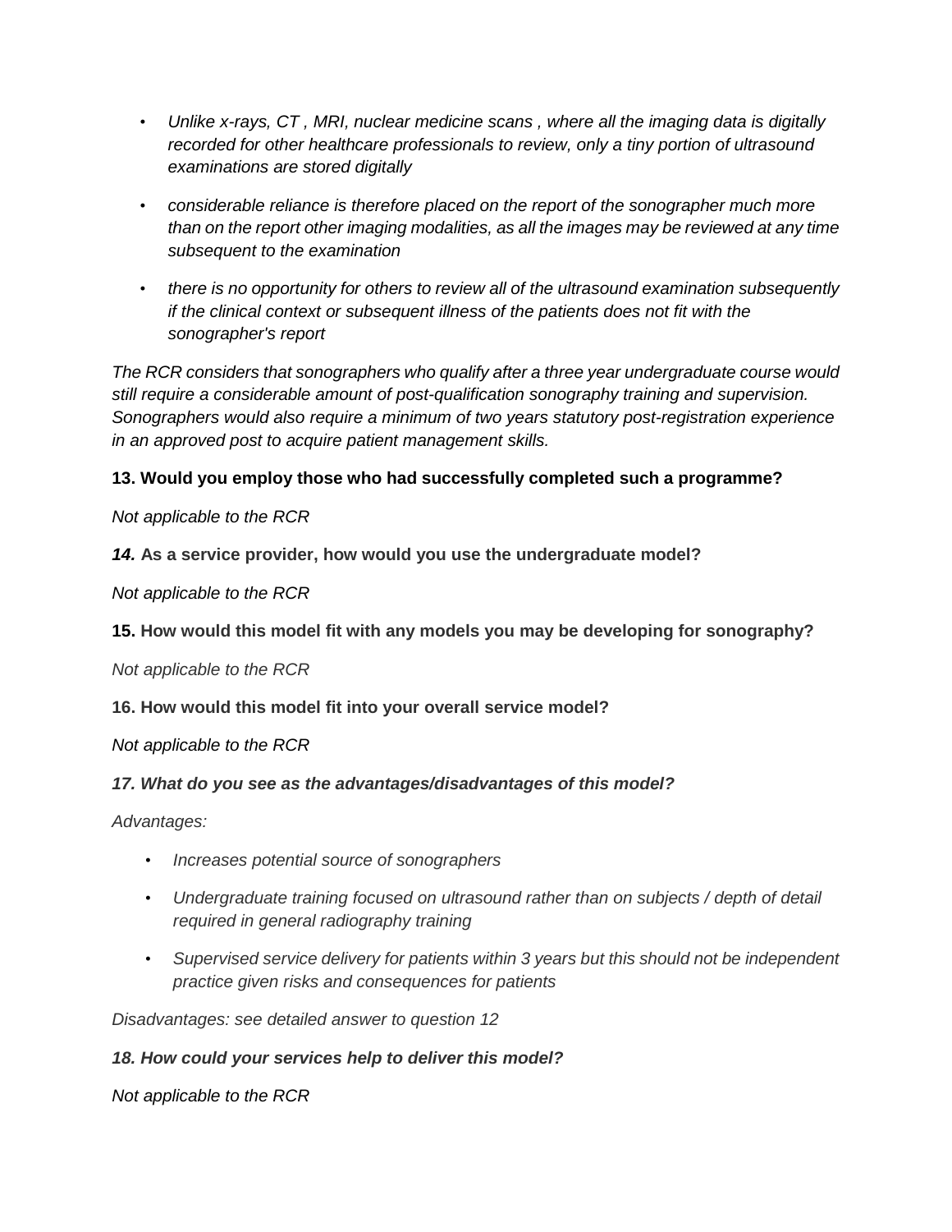- *Unlike x-rays, CT , MRI, nuclear medicine scans , where all the imaging data is digitally recorded for other healthcare professionals to review, only a tiny portion of ultrasound examinations are stored digitally*
- *considerable reliance is therefore placed on the report of the sonographer much more than on the report other imaging modalities, as all the images may be reviewed at any time subsequent to the examination*
- *there is no opportunity for others to review all of the ultrasound examination subsequently if the clinical context or subsequent illness of the patients does not fit with the sonographer's report*

*The RCR considers that sonographers who qualify after a three year undergraduate course would still require a considerable amount of post-qualification sonography training and supervision. Sonographers would also require a minimum of two years statutory post-registration experience in an approved post to acquire patient management skills.*

**13. Would you employ those who had successfully completed such a programme?**

*Not applicable to the RCR*

***14.* As a service provider, how would you use the undergraduate model?**

*Not applicable to the RCR*

**15. How would this model fit with any models you may be developing for sonography?**

*Not applicable to the RCR*

**16. How would this model fit into your overall service model?**

*Not applicable to the RCR*

***17. What do you see as the advantages/disadvantages of this model?***

*Advantages:*

- *Increases potential source of sonographers*
- *Undergraduate training focused on ultrasound rather than on subjects / depth of detail required in general radiography training*
- *Supervised service delivery for patients within 3 years but this should not be independent practice given risks and consequences for patients*

*Disadvantages: see detailed answer to question 12*

***18. How could your services help to deliver this model?***

*Not applicable to the RCR*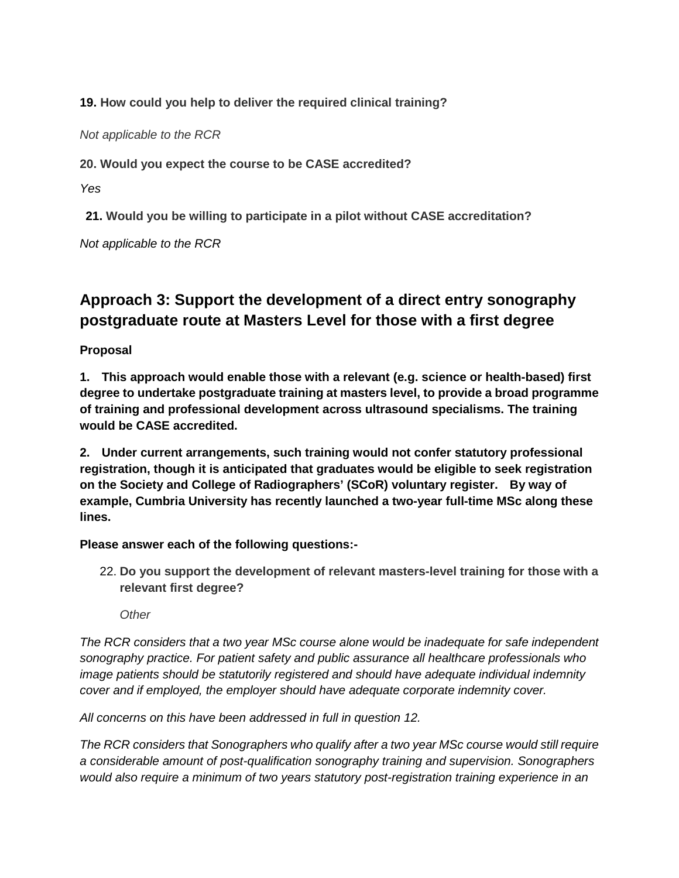**19.** **How could you help to deliver the required clinical training?**

*Not applicable to the RCR*

**20. Would you expect the course to be CASE accredited?**

*Yes*

**21. Would you be willing to participate in a pilot without CASE accreditation?**

*Not applicable to the RCR*

## Approach 3: Support the development of a direct entry sonography postgraduate route at Masters Level for those with a first degree

**Proposal**

**1. This approach would enable those with a relevant (e.g. science or health-based) first degree to undertake postgraduate training at masters level, to provide a broad programme of training and professional development across ultrasound specialisms. The training would be CASE accredited.**

**2. Under current arrangements, such training would not confer statutory professional registration, though it is anticipated that graduates would be eligible to seek registration on the Society and College of Radiographers' (SCoR) voluntary register. By way of example, Cumbria University has recently launched a two-year full-time MSc along these lines.**

**Please answer each of the following questions:-**

22. **Do you support the development of relevant masters-level training for those with a relevant first degree?**

    *Other*

*The RCR considers that a two year MSc course alone would be inadequate for safe independent sonography practice. For patient safety and public assurance all healthcare professionals who image patients should be statutorily registered and should have adequate individual indemnity cover and if employed, the employer should have adequate corporate indemnity cover.*

*All concerns on this have been addressed in full in question 12.*

*The RCR considers that Sonographers who qualify after a two year MSc course would still require a considerable amount of post-qualification sonography training and supervision. Sonographers would also require a minimum of two years statutory post-registration training experience in an*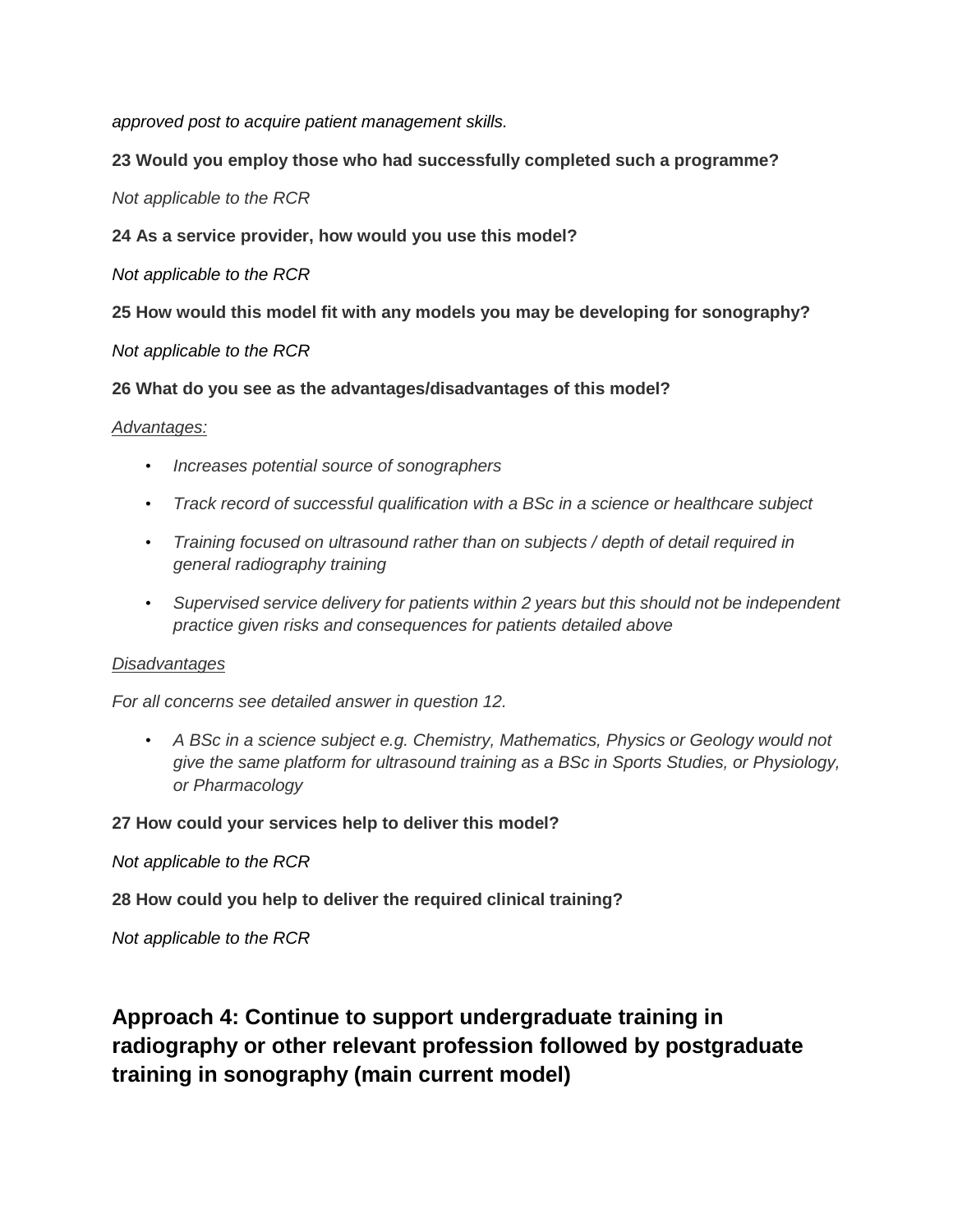*approved post to acquire patient management skills.*

**23 Would you employ those who had successfully completed such a programme?**

*Not applicable to the RCR*

**24 As a service provider, how would you use this model?**

*Not applicable to the RCR*

**25 How would this model fit with any models you may be developing for sonography?**

*Not applicable to the RCR*

**26 What do you see as the advantages/disadvantages of this model?**

*Advantages:*

- *Increases potential source of sonographers*
- *Track record of successful qualification with a BSc in a science or healthcare subject*
- *Training focused on ultrasound rather than on subjects / depth of detail required in general radiography training*
- *Supervised service delivery for patients within 2 years but this should not be independent practice given risks and consequences for patients detailed above*

*Disadvantages*

*For all concerns see detailed answer in question 12.*

- *A BSc in a science subject e.g. Chemistry, Mathematics, Physics or Geology would not give the same platform for ultrasound training as a BSc in Sports Studies, or Physiology, or Pharmacology*

**27 How could your services help to deliver this model?**

*Not applicable to the RCR*

**28 How could you help to deliver the required clinical training?**

*Not applicable to the RCR*

## Approach 4: Continue to support undergraduate training in radiography or other relevant profession followed by postgraduate training in sonography (main current model)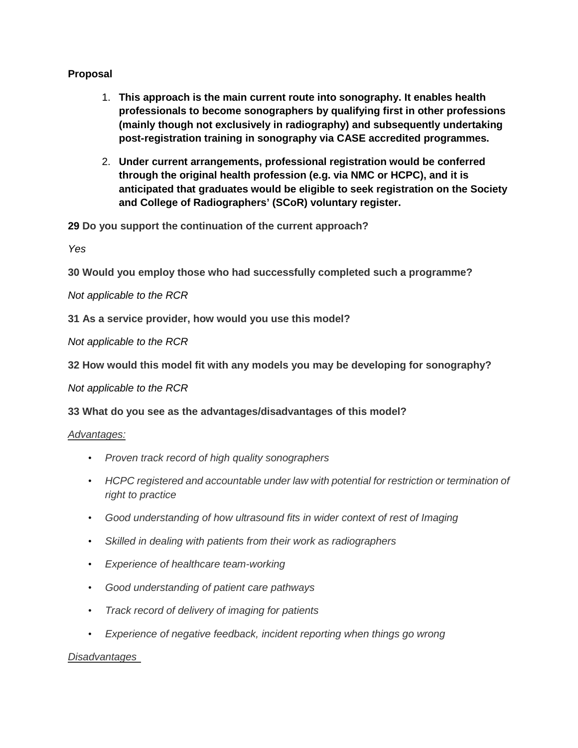**Proposal**

1. **This approach is the main current route into sonography. It enables health professionals to become sonographers by qualifying first in other professions (mainly though not exclusively in radiography) and subsequently undertaking post-registration training in sonography via CASE accredited programmes.**

2. **Under current arrangements, professional registration would be conferred through the original health profession (e.g. via NMC or HCPC), and it is anticipated that graduates would be eligible to seek registration on the Society and College of Radiographers' (SCoR) voluntary register.**

**29 Do you support the continuation of the current approach?**

*Yes*

**30 Would you employ those who had successfully completed such a programme?**

*Not applicable to the RCR*

**31 As a service provider, how would you use this model?**

*Not applicable to the RCR*

**32 How would this model fit with any models you may be developing for sonography?**

*Not applicable to the RCR*

**33 What do you see as the advantages/disadvantages of this model?**

<u>*Advantages:*</u>

- *Proven track record of high quality sonographers*
- *HCPC registered and accountable under law with potential for restriction or termination of right to practice*
- *Good understanding of how ultrasound fits in wider context of rest of Imaging*
- *Skilled in dealing with patients from their work as radiographers*
- *Experience of healthcare team-working*
- *Good understanding of patient care pathways*
- *Track record of delivery of imaging for patients*
- *Experience of negative feedback, incident reporting when things go wrong*

<u>*Disadvantages*</u>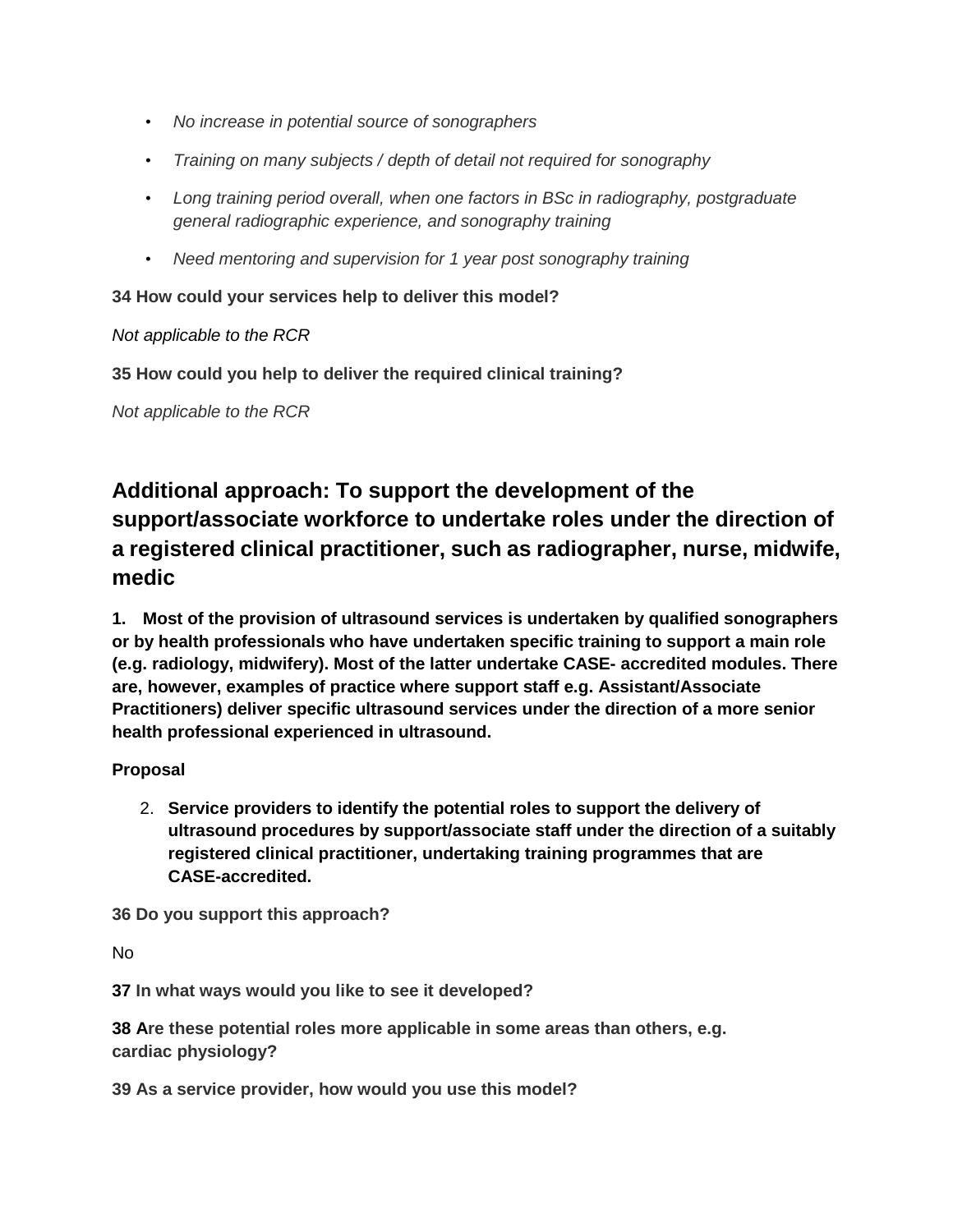- *No increase in potential source of sonographers*
- *Training on many subjects / depth of detail not required for sonography*
- *Long training period overall, when one factors in BSc in radiography, postgraduate general radiographic experience, and sonography training*
- *Need mentoring and supervision for 1 year post sonography training*

**34 How could your services help to deliver this model?**

*Not applicable to the RCR*

**35 How could you help to deliver the required clinical training?**

*Not applicable to the RCR*

## Additional approach: To support the development of the support/associate workforce to undertake roles under the direction of a registered clinical practitioner, such as radiographer, nurse, midwife, medic

**1. Most of the provision of ultrasound services is undertaken by qualified sonographers or by health professionals who have undertaken specific training to support a main role (e.g. radiology, midwifery). Most of the latter undertake CASE- accredited modules. There are, however, examples of practice where support staff e.g. Assistant/Associate Practitioners) deliver specific ultrasound services under the direction of a more senior health professional experienced in ultrasound.**

**Proposal**

2. **Service providers to identify the potential roles to support the delivery of ultrasound procedures by support/associate staff under the direction of a suitably registered clinical practitioner, undertaking training programmes that are CASE-accredited.**

**36 Do you support this approach?**

No

**37 In what ways would you like to see it developed?**

**38 Are these potential roles more applicable in some areas than others, e.g. cardiac physiology?**

**39 As a service provider, how would you use this model?**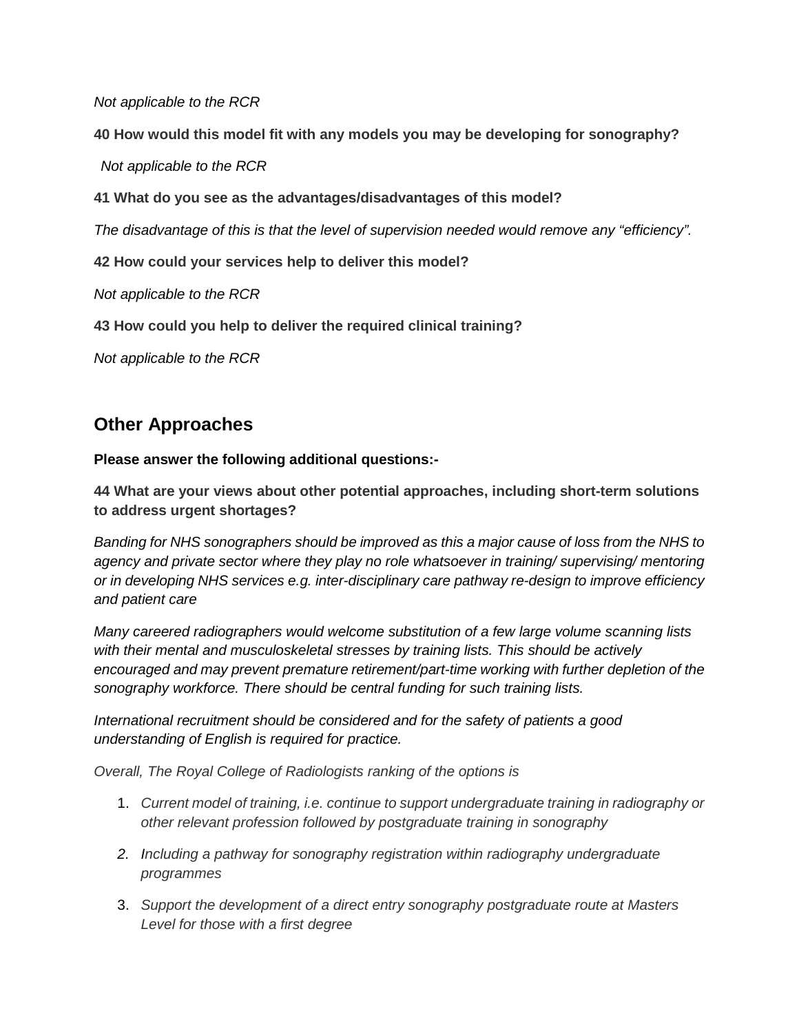*Not applicable to the RCR*

**40 How would this model fit with any models you may be developing for sonography?**

*Not applicable to the RCR*

**41 What do you see as the advantages/disadvantages of this model?**

*The disadvantage of this is that the level of supervision needed would remove any "efficiency".*

**42 How could your services help to deliver this model?**

*Not applicable to the RCR*

**43 How could you help to deliver the required clinical training?**

*Not applicable to the RCR*

## Other Approaches

**Please answer the following additional questions:-**

**44 What are your views about other potential approaches, including short-term solutions to address urgent shortages?**

*Banding for NHS sonographers should be improved as this a major cause of loss from the NHS to agency and private sector where they play no role whatsoever in training/ supervising/ mentoring or in developing NHS services e.g. inter-disciplinary care pathway re-design to improve efficiency and patient care*

*Many careered radiographers would welcome substitution of a few large volume scanning lists with their mental and musculoskeletal stresses by training lists. This should be actively encouraged and may prevent premature retirement/part-time working with further depletion of the sonography workforce. There should be central funding for such training lists.*

*International recruitment should be considered and for the safety of patients a good understanding of English is required for practice.*

*Overall, The Royal College of Radiologists ranking of the options is*

1. *Current model of training, i.e. continue to support undergraduate training in radiography or other relevant profession followed by postgraduate training in sonography*
2. *Including a pathway for sonography registration within radiography undergraduate programmes*
3. *Support the development of a direct entry sonography postgraduate route at Masters Level for those with a first degree*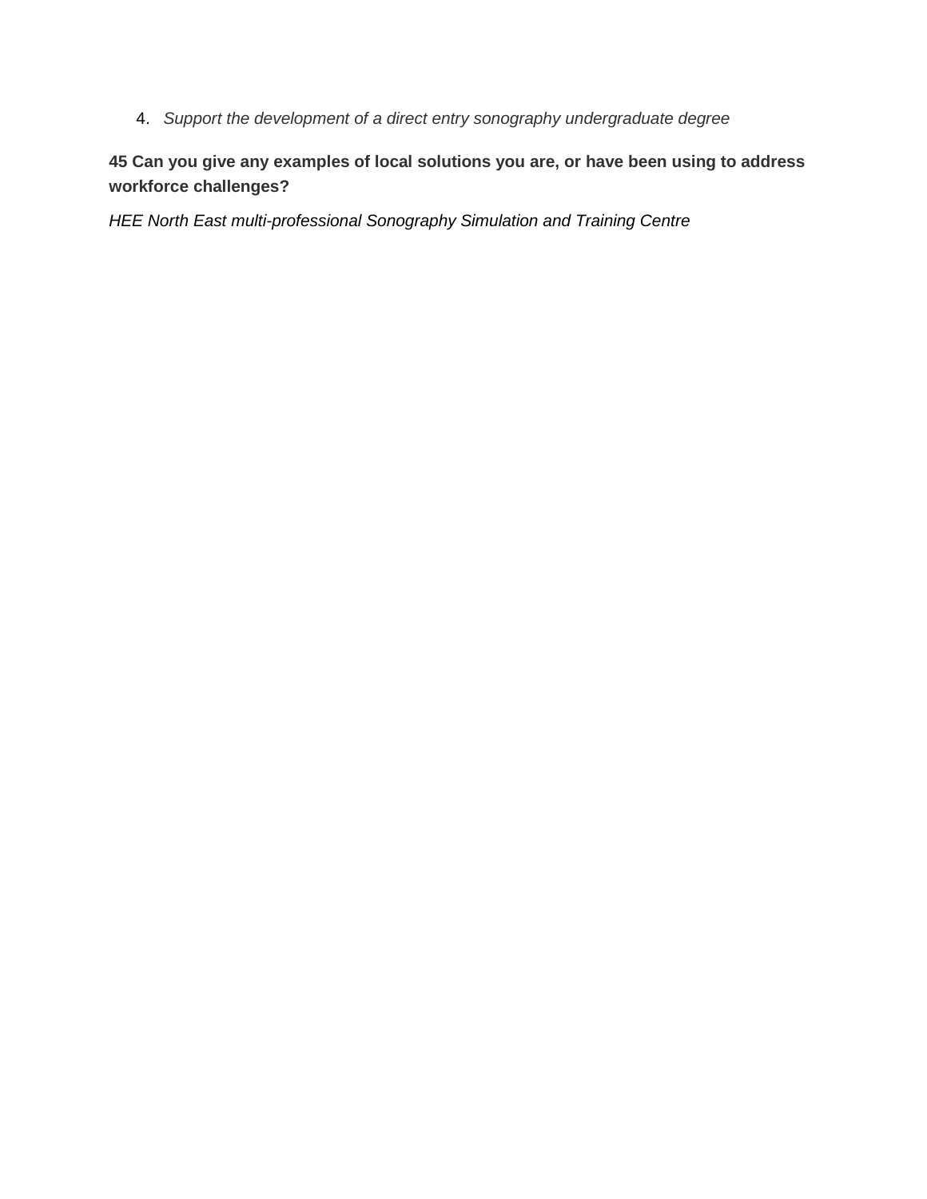4. *Support the development of a direct entry sonography undergraduate degree*

**45 Can you give any examples of local solutions you are, or have been using to address workforce challenges?**

*HEE North East multi-professional Sonography Simulation and Training Centre*